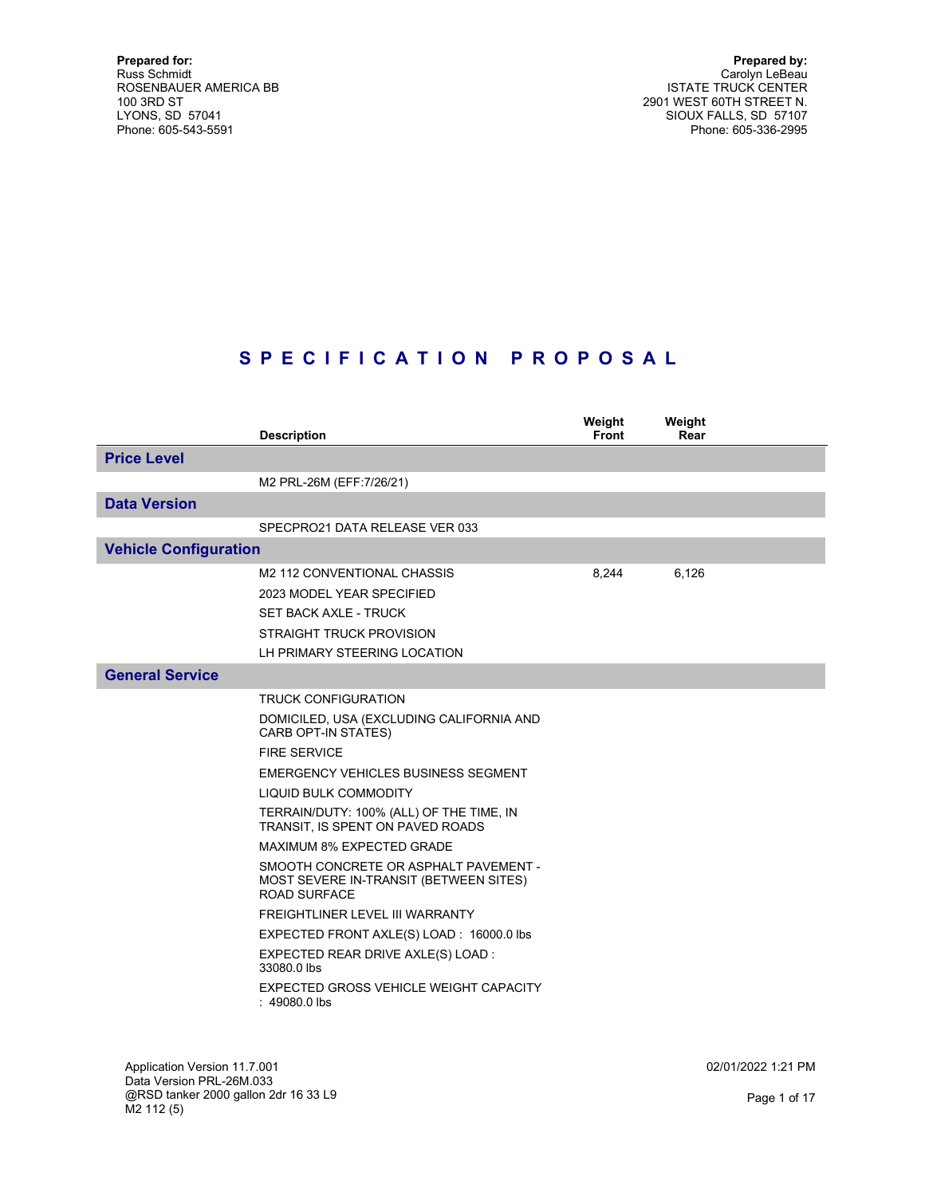**Prepared for:**
Russ Schmidt
ROSENBAUER AMERICA BB
100 3RD ST
LYONS, SD 57041
Phone: 605-543-5591

**Prepared by:**
Carolyn LeBeau
ISTATE TRUCK CENTER
2901 WEST 60TH STREET N.
SIOUX FALLS, SD 57107
Phone: 605-336-2995

# S P E C I F I C A T I O N   P R O P O S A L

| | Description | Weight Front | Weight Rear |
|---|---|---|---|
| **Price Level** | | | |
| | M2 PRL-26M (EFF:7/26/21) | | |
| **Data Version** | | | |
| | SPECPRO21 DATA RELEASE VER 033 | | |
| **Vehicle Configuration** | | | |
| | M2 112 CONVENTIONAL CHASSIS | 8,244 | 6,126 |
| | 2023 MODEL YEAR SPECIFIED | | |
| | SET BACK AXLE - TRUCK | | |
| | STRAIGHT TRUCK PROVISION | | |
| | LH PRIMARY STEERING LOCATION | | |
| **General Service** | | | |
| | TRUCK CONFIGURATION | | |
| | DOMICILED, USA (EXCLUDING CALIFORNIA AND CARB OPT-IN STATES) | | |
| | FIRE SERVICE | | |
| | EMERGENCY VEHICLES BUSINESS SEGMENT | | |
| | LIQUID BULK COMMODITY | | |
| | TERRAIN/DUTY: 100% (ALL) OF THE TIME, IN TRANSIT, IS SPENT ON PAVED ROADS | | |
| | MAXIMUM 8% EXPECTED GRADE | | |
| | SMOOTH CONCRETE OR ASPHALT PAVEMENT - MOST SEVERE IN-TRANSIT (BETWEEN SITES) ROAD SURFACE | | |
| | FREIGHTLINER LEVEL III WARRANTY | | |
| | EXPECTED FRONT AXLE(S) LOAD : 16000.0 lbs | | |
| | EXPECTED REAR DRIVE AXLE(S) LOAD : 33080.0 lbs | | |
| | EXPECTED GROSS VEHICLE WEIGHT CAPACITY : 49080.0 lbs | | |

Application Version 11.7.001
Data Version PRL-26M.033
@RSD tanker 2000 gallon 2dr 16 33 L9
M2 112 (5)

02/01/2022 1:21 PM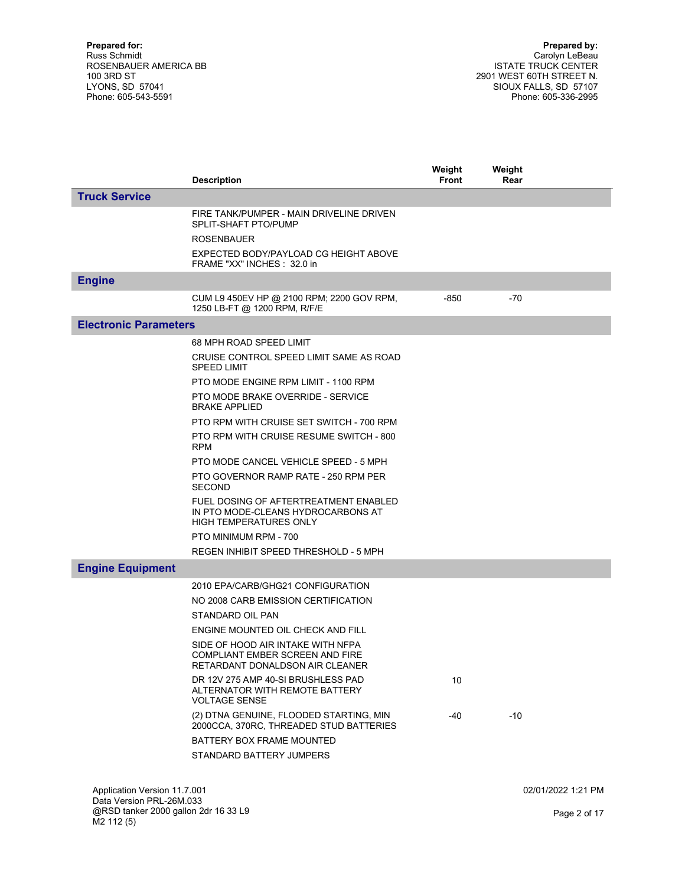**Prepared for:**
Russ Schmidt
ROSENBAUER AMERICA BB
100 3RD ST
LYONS, SD 57041
Phone: 605-543-5591

**Prepared by:**
Carolyn LeBeau
ISTATE TRUCK CENTER
2901 WEST 60TH STREET N.
SIOUX FALLS, SD 57107
Phone: 605-336-2995

| | Description | Weight Front | Weight Rear |
|---|---|---|---|
| **Truck Service** | | | |
| | FIRE TANK/PUMPER - MAIN DRIVELINE DRIVEN SPLIT-SHAFT PTO/PUMP | | |
| | ROSENBAUER | | |
| | EXPECTED BODY/PAYLOAD CG HEIGHT ABOVE FRAME "XX" INCHES : 32.0 in | | |
| **Engine** | | | |
| | CUM L9 450EV HP @ 2100 RPM; 2200 GOV RPM, 1250 LB-FT @ 1200 RPM, R/F/E | -850 | -70 |
| **Electronic Parameters** | | | |
| | 68 MPH ROAD SPEED LIMIT | | |
| | CRUISE CONTROL SPEED LIMIT SAME AS ROAD SPEED LIMIT | | |
| | PTO MODE ENGINE RPM LIMIT - 1100 RPM | | |
| | PTO MODE BRAKE OVERRIDE - SERVICE BRAKE APPLIED | | |
| | PTO RPM WITH CRUISE SET SWITCH - 700 RPM | | |
| | PTO RPM WITH CRUISE RESUME SWITCH - 800 RPM | | |
| | PTO MODE CANCEL VEHICLE SPEED - 5 MPH | | |
| | PTO GOVERNOR RAMP RATE - 250 RPM PER SECOND | | |
| | FUEL DOSING OF AFTERTREATMENT ENABLED IN PTO MODE-CLEANS HYDROCARBONS AT HIGH TEMPERATURES ONLY | | |
| | PTO MINIMUM RPM - 700 | | |
| | REGEN INHIBIT SPEED THRESHOLD - 5 MPH | | |
| **Engine Equipment** | | | |
| | 2010 EPA/CARB/GHG21 CONFIGURATION | | |
| | NO 2008 CARB EMISSION CERTIFICATION | | |
| | STANDARD OIL PAN | | |
| | ENGINE MOUNTED OIL CHECK AND FILL | | |
| | SIDE OF HOOD AIR INTAKE WITH NFPA COMPLIANT EMBER SCREEN AND FIRE RETARDANT DONALDSON AIR CLEANER | | |
| | DR 12V 275 AMP 40-SI BRUSHLESS PAD ALTERNATOR WITH REMOTE BATTERY VOLTAGE SENSE | 10 | |
| | (2) DTNA GENUINE, FLOODED STARTING, MIN 2000CCA, 370RC, THREADED STUD BATTERIES | -40 | -10 |
| | BATTERY BOX FRAME MOUNTED | | |
| | STANDARD BATTERY JUMPERS | | |

Application Version 11.7.001
Data Version PRL-26M.033
@RSD tanker 2000 gallon 2dr 16 33 L9
M2 112 (5)

02/01/2022 1:21 PM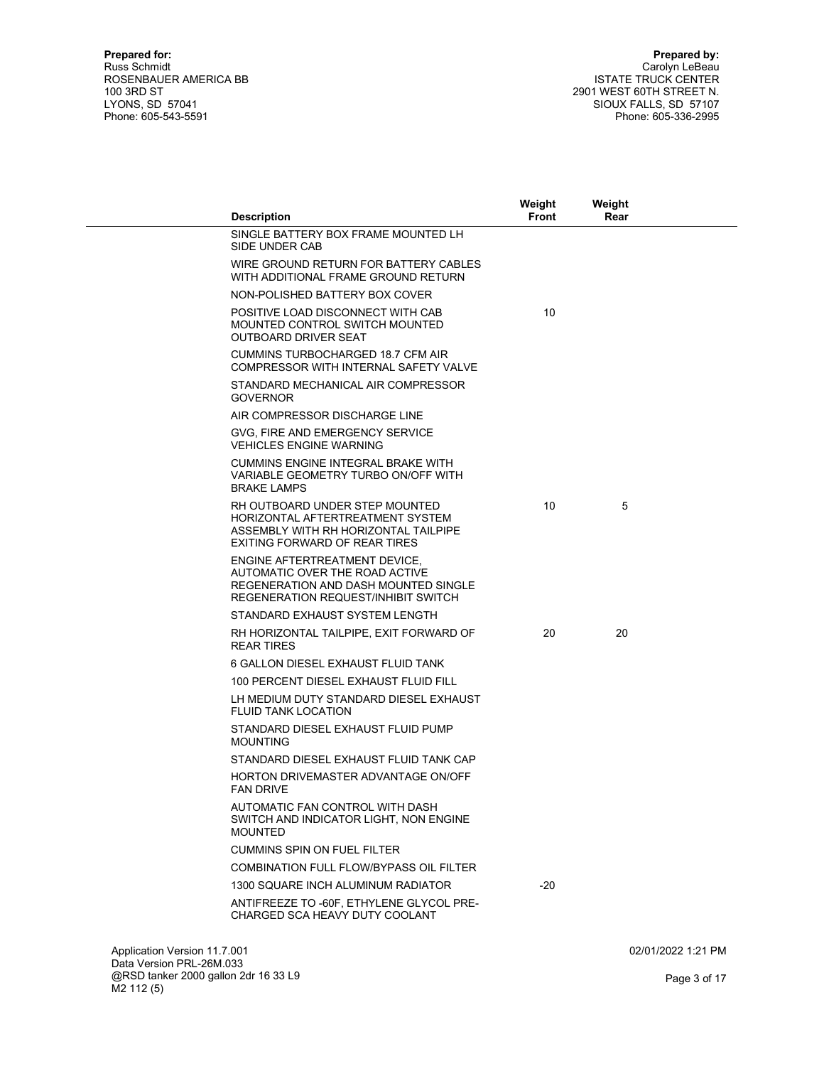**Prepared for:**
Russ Schmidt
ROSENBAUER AMERICA BB
100 3RD ST
LYONS, SD 57041
Phone: 605-543-5591

**Prepared by:**
Carolyn LeBeau
ISTATE TRUCK CENTER
2901 WEST 60TH STREET N.
SIOUX FALLS, SD 57107
Phone: 605-336-2995

| Description | Weight Front | Weight Rear |
|---|---|---|
| SINGLE BATTERY BOX FRAME MOUNTED LH SIDE UNDER CAB | | |
| WIRE GROUND RETURN FOR BATTERY CABLES WITH ADDITIONAL FRAME GROUND RETURN | | |
| NON-POLISHED BATTERY BOX COVER | | |
| POSITIVE LOAD DISCONNECT WITH CAB MOUNTED CONTROL SWITCH MOUNTED OUTBOARD DRIVER SEAT | 10 | |
| CUMMINS TURBOCHARGED 18.7 CFM AIR COMPRESSOR WITH INTERNAL SAFETY VALVE | | |
| STANDARD MECHANICAL AIR COMPRESSOR GOVERNOR | | |
| AIR COMPRESSOR DISCHARGE LINE | | |
| GVG, FIRE AND EMERGENCY SERVICE VEHICLES ENGINE WARNING | | |
| CUMMINS ENGINE INTEGRAL BRAKE WITH VARIABLE GEOMETRY TURBO ON/OFF WITH BRAKE LAMPS | | |
| RH OUTBOARD UNDER STEP MOUNTED HORIZONTAL AFTERTREATMENT SYSTEM ASSEMBLY WITH RH HORIZONTAL TAILPIPE EXITING FORWARD OF REAR TIRES | 10 | 5 |
| ENGINE AFTERTREATMENT DEVICE, AUTOMATIC OVER THE ROAD ACTIVE REGENERATION AND DASH MOUNTED SINGLE REGENERATION REQUEST/INHIBIT SWITCH | | |
| STANDARD EXHAUST SYSTEM LENGTH | | |
| RH HORIZONTAL TAILPIPE, EXIT FORWARD OF REAR TIRES | 20 | 20 |
| 6 GALLON DIESEL EXHAUST FLUID TANK | | |
| 100 PERCENT DIESEL EXHAUST FLUID FILL | | |
| LH MEDIUM DUTY STANDARD DIESEL EXHAUST FLUID TANK LOCATION | | |
| STANDARD DIESEL EXHAUST FLUID PUMP MOUNTING | | |
| STANDARD DIESEL EXHAUST FLUID TANK CAP | | |
| HORTON DRIVEMASTER ADVANTAGE ON/OFF FAN DRIVE | | |
| AUTOMATIC FAN CONTROL WITH DASH SWITCH AND INDICATOR LIGHT, NON ENGINE MOUNTED | | |
| CUMMINS SPIN ON FUEL FILTER | | |
| COMBINATION FULL FLOW/BYPASS OIL FILTER | | |
| 1300 SQUARE INCH ALUMINUM RADIATOR | -20 | |
| ANTIFREEZE TO -60F, ETHYLENE GLYCOL PRE-CHARGED SCA HEAVY DUTY COOLANT | | |

Application Version 11.7.001
Data Version PRL-26M.033
@RSD tanker 2000 gallon 2dr 16 33 L9
M2 112 (5)

02/01/2022 1:21 PM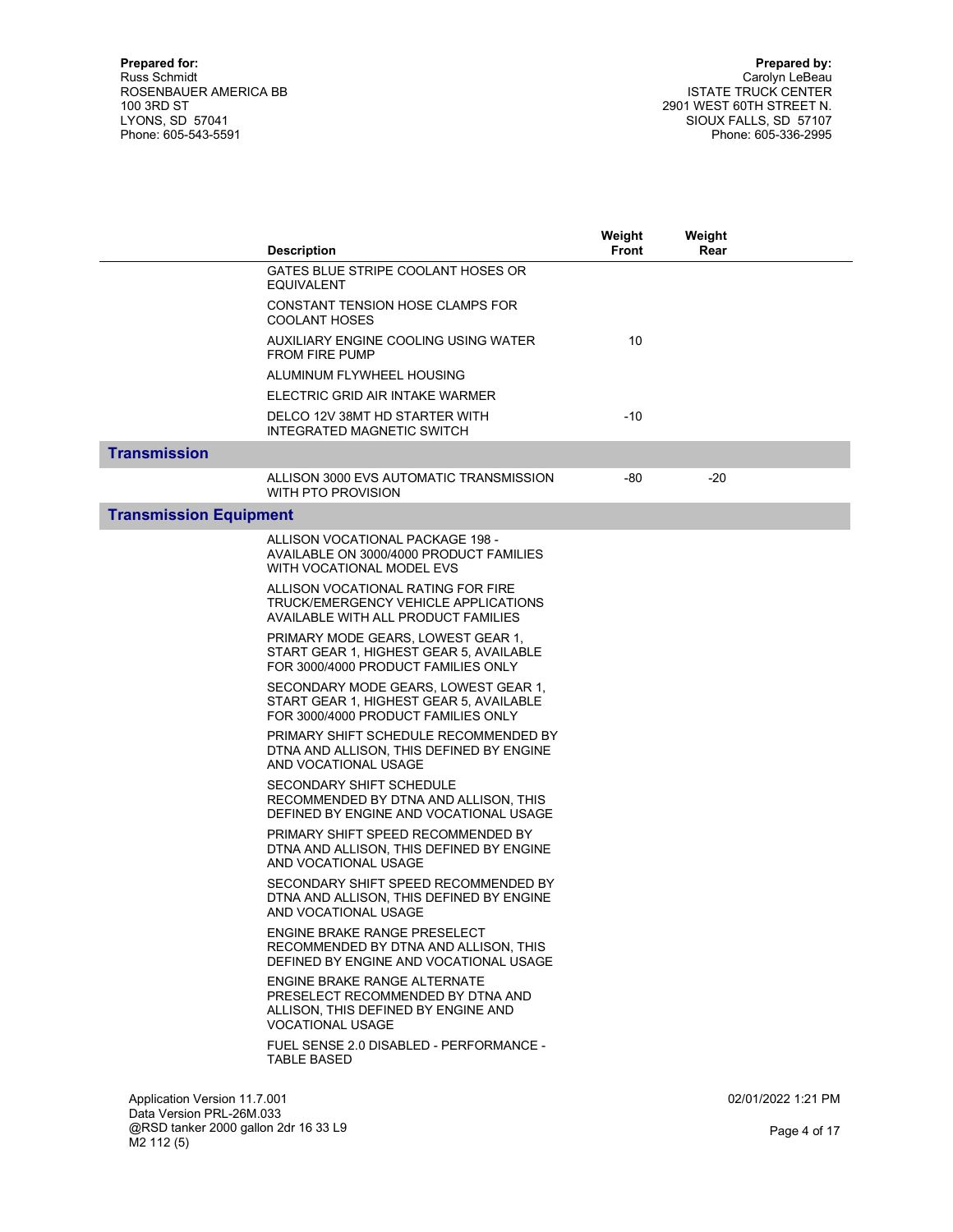**Prepared for:**
Russ Schmidt
ROSENBAUER AMERICA BB
100 3RD ST
LYONS, SD 57041
Phone: 605-543-5591

**Prepared by:**
Carolyn LeBeau
ISTATE TRUCK CENTER
2901 WEST 60TH STREET N.
SIOUX FALLS, SD 57107
Phone: 605-336-2995

| | Description | Weight Front | Weight Rear |
|---|---|---|---|
| | GATES BLUE STRIPE COOLANT HOSES OR EQUIVALENT | | |
| | CONSTANT TENSION HOSE CLAMPS FOR COOLANT HOSES | | |
| | AUXILIARY ENGINE COOLING USING WATER FROM FIRE PUMP | 10 | |
| | ALUMINUM FLYWHEEL HOUSING | | |
| | ELECTRIC GRID AIR INTAKE WARMER | | |
| | DELCO 12V 38MT HD STARTER WITH INTEGRATED MAGNETIC SWITCH | -10 | |
| **Transmission** | | | |
| | ALLISON 3000 EVS AUTOMATIC TRANSMISSION WITH PTO PROVISION | -80 | -20 |
| **Transmission Equipment** | | | |
| | ALLISON VOCATIONAL PACKAGE 198 - AVAILABLE ON 3000/4000 PRODUCT FAMILIES WITH VOCATIONAL MODEL EVS | | |
| | ALLISON VOCATIONAL RATING FOR FIRE TRUCK/EMERGENCY VEHICLE APPLICATIONS AVAILABLE WITH ALL PRODUCT FAMILIES | | |
| | PRIMARY MODE GEARS, LOWEST GEAR 1, START GEAR 1, HIGHEST GEAR 5, AVAILABLE FOR 3000/4000 PRODUCT FAMILIES ONLY | | |
| | SECONDARY MODE GEARS, LOWEST GEAR 1, START GEAR 1, HIGHEST GEAR 5, AVAILABLE FOR 3000/4000 PRODUCT FAMILIES ONLY | | |
| | PRIMARY SHIFT SCHEDULE RECOMMENDED BY DTNA AND ALLISON, THIS DEFINED BY ENGINE AND VOCATIONAL USAGE | | |
| | SECONDARY SHIFT SCHEDULE RECOMMENDED BY DTNA AND ALLISON, THIS DEFINED BY ENGINE AND VOCATIONAL USAGE | | |
| | PRIMARY SHIFT SPEED RECOMMENDED BY DTNA AND ALLISON, THIS DEFINED BY ENGINE AND VOCATIONAL USAGE | | |
| | SECONDARY SHIFT SPEED RECOMMENDED BY DTNA AND ALLISON, THIS DEFINED BY ENGINE AND VOCATIONAL USAGE | | |
| | ENGINE BRAKE RANGE PRESELECT RECOMMENDED BY DTNA AND ALLISON, THIS DEFINED BY ENGINE AND VOCATIONAL USAGE | | |
| | ENGINE BRAKE RANGE ALTERNATE PRESELECT RECOMMENDED BY DTNA AND ALLISON, THIS DEFINED BY ENGINE AND VOCATIONAL USAGE | | |
| | FUEL SENSE 2.0 DISABLED - PERFORMANCE - TABLE BASED | | |

Application Version 11.7.001
Data Version PRL-26M.033
@RSD tanker 2000 gallon 2dr 16 33 L9
M2 112 (5)

02/01/2022 1:21 PM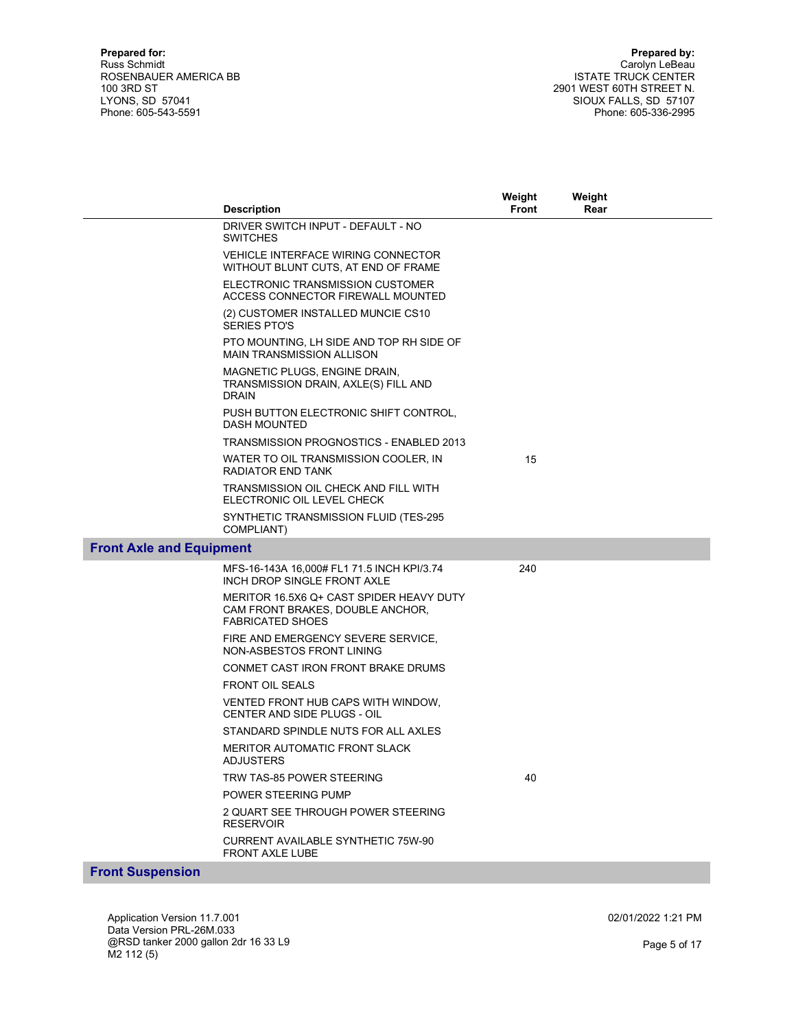**Prepared for:**
Russ Schmidt
ROSENBAUER AMERICA BB
100 3RD ST
LYONS, SD 57041
Phone: 605-543-5591

**Prepared by:**
Carolyn LeBeau
ISTATE TRUCK CENTER
2901 WEST 60TH STREET N.
SIOUX FALLS, SD 57107
Phone: 605-336-2995

| | Description | Weight Front | Weight Rear |
|---|---|---|---|
| | DRIVER SWITCH INPUT - DEFAULT - NO SWITCHES | | |
| | VEHICLE INTERFACE WIRING CONNECTOR WITHOUT BLUNT CUTS, AT END OF FRAME | | |
| | ELECTRONIC TRANSMISSION CUSTOMER ACCESS CONNECTOR FIREWALL MOUNTED | | |
| | (2) CUSTOMER INSTALLED MUNCIE CS10 SERIES PTO'S | | |
| | PTO MOUNTING, LH SIDE AND TOP RH SIDE OF MAIN TRANSMISSION ALLISON | | |
| | MAGNETIC PLUGS, ENGINE DRAIN, TRANSMISSION DRAIN, AXLE(S) FILL AND DRAIN | | |
| | PUSH BUTTON ELECTRONIC SHIFT CONTROL, DASH MOUNTED | | |
| | TRANSMISSION PROGNOSTICS - ENABLED 2013 | | |
| | WATER TO OIL TRANSMISSION COOLER, IN RADIATOR END TANK | 15 | |
| | TRANSMISSION OIL CHECK AND FILL WITH ELECTRONIC OIL LEVEL CHECK | | |
| | SYNTHETIC TRANSMISSION FLUID (TES-295 COMPLIANT) | | |
| **Front Axle and Equipment** | | | |
| | MFS-16-143A 16,000# FL1 71.5 INCH KPI/3.74 INCH DROP SINGLE FRONT AXLE | 240 | |
| | MERITOR 16.5X6 Q+ CAST SPIDER HEAVY DUTY CAM FRONT BRAKES, DOUBLE ANCHOR, FABRICATED SHOES | | |
| | FIRE AND EMERGENCY SEVERE SERVICE, NON-ASBESTOS FRONT LINING | | |
| | CONMET CAST IRON FRONT BRAKE DRUMS | | |
| | FRONT OIL SEALS | | |
| | VENTED FRONT HUB CAPS WITH WINDOW, CENTER AND SIDE PLUGS - OIL | | |
| | STANDARD SPINDLE NUTS FOR ALL AXLES | | |
| | MERITOR AUTOMATIC FRONT SLACK ADJUSTERS | | |
| | TRW TAS-85 POWER STEERING | 40 | |
| | POWER STEERING PUMP | | |
| | 2 QUART SEE THROUGH POWER STEERING RESERVOIR | | |
| | CURRENT AVAILABLE SYNTHETIC 75W-90 FRONT AXLE LUBE | | |
| **Front Suspension** | | | |

Application Version 11.7.001
Data Version PRL-26M.033
@RSD tanker 2000 gallon 2dr 16 33 L9
M2 112 (5)

02/01/2022 1:21 PM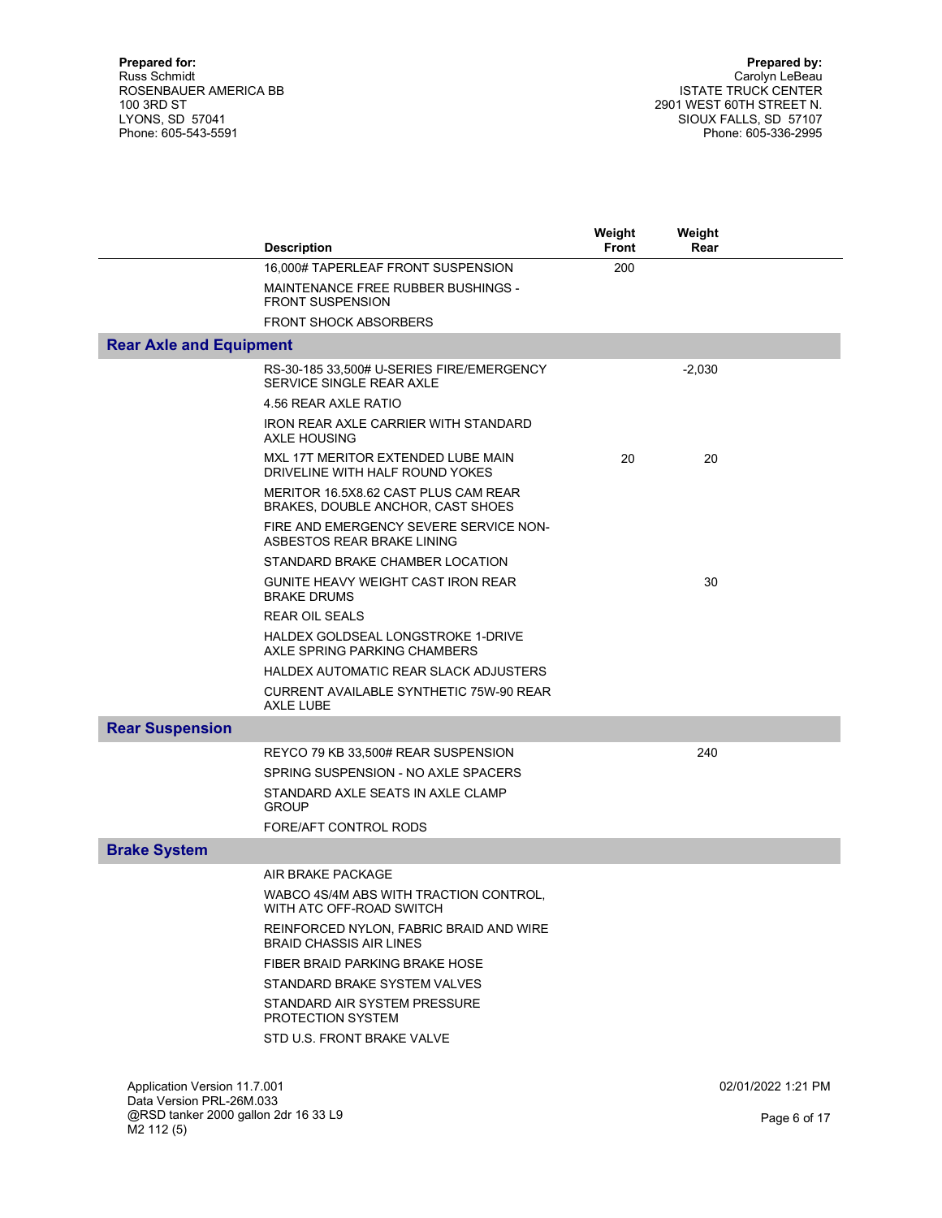**Prepared for:**
Russ Schmidt
ROSENBAUER AMERICA BB
100 3RD ST
LYONS, SD 57041
Phone: 605-543-5591

**Prepared by:**
Carolyn LeBeau
ISTATE TRUCK CENTER
2901 WEST 60TH STREET N.
SIOUX FALLS, SD 57107
Phone: 605-336-2995

| | Description | Weight Front | Weight Rear |
|---|---|---|---|
| | 16,000# TAPERLEAF FRONT SUSPENSION | 200 | |
| | MAINTENANCE FREE RUBBER BUSHINGS - FRONT SUSPENSION | | |
| | FRONT SHOCK ABSORBERS | | |
| **Rear Axle and Equipment** | | | |
| | RS-30-185 33,500# U-SERIES FIRE/EMERGENCY SERVICE SINGLE REAR AXLE | | -2,030 |
| | 4.56 REAR AXLE RATIO | | |
| | IRON REAR AXLE CARRIER WITH STANDARD AXLE HOUSING | | |
| | MXL 17T MERITOR EXTENDED LUBE MAIN DRIVELINE WITH HALF ROUND YOKES | 20 | 20 |
| | MERITOR 16.5X8.62 CAST PLUS CAM REAR BRAKES, DOUBLE ANCHOR, CAST SHOES | | |
| | FIRE AND EMERGENCY SEVERE SERVICE NON-ASBESTOS REAR BRAKE LINING | | |
| | STANDARD BRAKE CHAMBER LOCATION | | |
| | GUNITE HEAVY WEIGHT CAST IRON REAR BRAKE DRUMS | | 30 |
| | REAR OIL SEALS | | |
| | HALDEX GOLDSEAL LONGSTROKE 1-DRIVE AXLE SPRING PARKING CHAMBERS | | |
| | HALDEX AUTOMATIC REAR SLACK ADJUSTERS | | |
| | CURRENT AVAILABLE SYNTHETIC 75W-90 REAR AXLE LUBE | | |
| **Rear Suspension** | | | |
| | REYCO 79 KB 33,500# REAR SUSPENSION | | 240 |
| | SPRING SUSPENSION - NO AXLE SPACERS | | |
| | STANDARD AXLE SEATS IN AXLE CLAMP GROUP | | |
| | FORE/AFT CONTROL RODS | | |
| **Brake System** | | | |
| | AIR BRAKE PACKAGE | | |
| | WABCO 4S/4M ABS WITH TRACTION CONTROL, WITH ATC OFF-ROAD SWITCH | | |
| | REINFORCED NYLON, FABRIC BRAID AND WIRE BRAID CHASSIS AIR LINES | | |
| | FIBER BRAID PARKING BRAKE HOSE | | |
| | STANDARD BRAKE SYSTEM VALVES | | |
| | STANDARD AIR SYSTEM PRESSURE PROTECTION SYSTEM | | |
| | STD U.S. FRONT BRAKE VALVE | | |

Application Version 11.7.001
Data Version PRL-26M.033
@RSD tanker 2000 gallon 2dr 16 33 L9
M2 112 (5)

02/01/2022 1:21 PM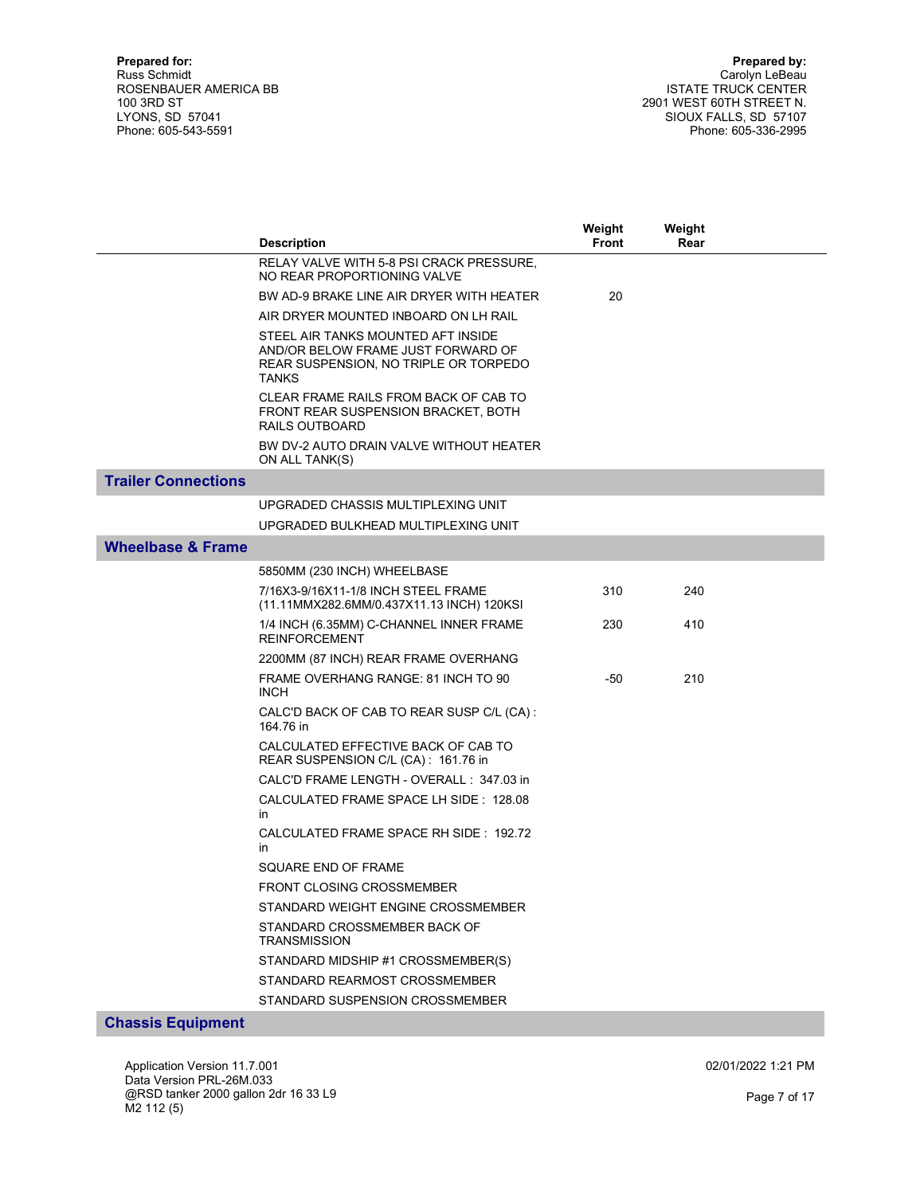**Prepared for:**
Russ Schmidt
ROSENBAUER AMERICA BB
100 3RD ST
LYONS, SD 57041
Phone: 605-543-5591

**Prepared by:**
Carolyn LeBeau
ISTATE TRUCK CENTER
2901 WEST 60TH STREET N.
SIOUX FALLS, SD 57107
Phone: 605-336-2995

| | Description | Weight Front | Weight Rear |
|---|---|---|---|
| | RELAY VALVE WITH 5-8 PSI CRACK PRESSURE, NO REAR PROPORTIONING VALVE | | |
| | BW AD-9 BRAKE LINE AIR DRYER WITH HEATER | 20 | |
| | AIR DRYER MOUNTED INBOARD ON LH RAIL | | |
| | STEEL AIR TANKS MOUNTED AFT INSIDE AND/OR BELOW FRAME JUST FORWARD OF REAR SUSPENSION, NO TRIPLE OR TORPEDO TANKS | | |
| | CLEAR FRAME RAILS FROM BACK OF CAB TO FRONT REAR SUSPENSION BRACKET, BOTH RAILS OUTBOARD | | |
| | BW DV-2 AUTO DRAIN VALVE WITHOUT HEATER ON ALL TANK(S) | | |
| **Trailer Connections** | | | |
| | UPGRADED CHASSIS MULTIPLEXING UNIT | | |
| | UPGRADED BULKHEAD MULTIPLEXING UNIT | | |
| **Wheelbase & Frame** | | | |
| | 5850MM (230 INCH) WHEELBASE | | |
| | 7/16X3-9/16X11-1/8 INCH STEEL FRAME (11.11MMX282.6MM/0.437X11.13 INCH) 120KSI | 310 | 240 |
| | 1/4 INCH (6.35MM) C-CHANNEL INNER FRAME REINFORCEMENT | 230 | 410 |
| | 2200MM (87 INCH) REAR FRAME OVERHANG | | |
| | FRAME OVERHANG RANGE: 81 INCH TO 90 INCH | -50 | 210 |
| | CALC'D BACK OF CAB TO REAR SUSP C/L (CA) : 164.76 in | | |
| | CALCULATED EFFECTIVE BACK OF CAB TO REAR SUSPENSION C/L (CA) : 161.76 in | | |
| | CALC'D FRAME LENGTH - OVERALL : 347.03 in | | |
| | CALCULATED FRAME SPACE LH SIDE : 128.08 in | | |
| | CALCULATED FRAME SPACE RH SIDE : 192.72 in | | |
| | SQUARE END OF FRAME | | |
| | FRONT CLOSING CROSSMEMBER | | |
| | STANDARD WEIGHT ENGINE CROSSMEMBER | | |
| | STANDARD CROSSMEMBER BACK OF TRANSMISSION | | |
| | STANDARD MIDSHIP #1 CROSSMEMBER(S) | | |
| | STANDARD REARMOST CROSSMEMBER | | |
| | STANDARD SUSPENSION CROSSMEMBER | | |
| **Chassis Equipment** | | | |

Application Version 11.7.001
Data Version PRL-26M.033
@RSD tanker 2000 gallon 2dr 16 33 L9 M2 112 (5)

02/01/2022 1:21 PM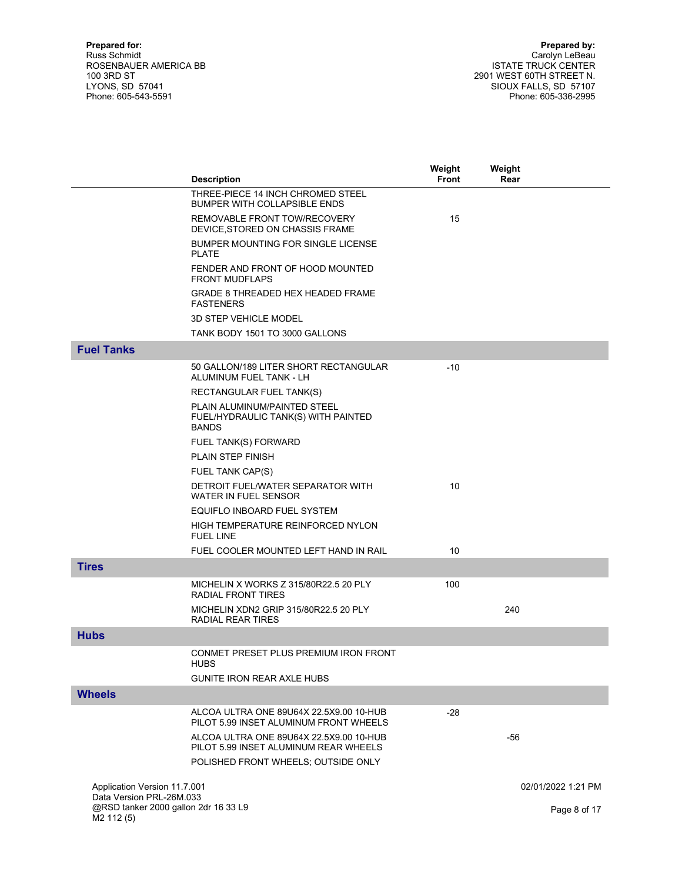**Prepared for:**
Russ Schmidt
ROSENBAUER AMERICA BB
100 3RD ST
LYONS, SD 57041
Phone: 605-543-5591

**Prepared by:**
Carolyn LeBeau
ISTATE TRUCK CENTER
2901 WEST 60TH STREET N.
SIOUX FALLS, SD 57107
Phone: 605-336-2995

| | Description | Weight Front | Weight Rear |
|---|---|---|---|
| | THREE-PIECE 14 INCH CHROMED STEEL BUMPER WITH COLLAPSIBLE ENDS | | |
| | REMOVABLE FRONT TOW/RECOVERY DEVICE,STORED ON CHASSIS FRAME | 15 | |
| | BUMPER MOUNTING FOR SINGLE LICENSE PLATE | | |
| | FENDER AND FRONT OF HOOD MOUNTED FRONT MUDFLAPS | | |
| | GRADE 8 THREADED HEX HEADED FRAME FASTENERS | | |
| | 3D STEP VEHICLE MODEL | | |
| | TANK BODY 1501 TO 3000 GALLONS | | |
| **Fuel Tanks** | | | |
| | 50 GALLON/189 LITER SHORT RECTANGULAR ALUMINUM FUEL TANK - LH | -10 | |
| | RECTANGULAR FUEL TANK(S) | | |
| | PLAIN ALUMINUM/PAINTED STEEL FUEL/HYDRAULIC TANK(S) WITH PAINTED BANDS | | |
| | FUEL TANK(S) FORWARD | | |
| | PLAIN STEP FINISH | | |
| | FUEL TANK CAP(S) | | |
| | DETROIT FUEL/WATER SEPARATOR WITH WATER IN FUEL SENSOR | 10 | |
| | EQUIFLO INBOARD FUEL SYSTEM | | |
| | HIGH TEMPERATURE REINFORCED NYLON FUEL LINE | | |
| | FUEL COOLER MOUNTED LEFT HAND IN RAIL | 10 | |
| **Tires** | | | |
| | MICHELIN X WORKS Z 315/80R22.5 20 PLY RADIAL FRONT TIRES | 100 | |
| | MICHELIN XDN2 GRIP 315/80R22.5 20 PLY RADIAL REAR TIRES | | 240 |
| **Hubs** | | | |
| | CONMET PRESET PLUS PREMIUM IRON FRONT HUBS | | |
| | GUNITE IRON REAR AXLE HUBS | | |
| **Wheels** | | | |
| | ALCOA ULTRA ONE 89U64X 22.5X9.00 10-HUB PILOT 5.99 INSET ALUMINUM FRONT WHEELS | -28 | |
| | ALCOA ULTRA ONE 89U64X 22.5X9.00 10-HUB PILOT 5.99 INSET ALUMINUM REAR WHEELS | | -56 |
| | POLISHED FRONT WHEELS; OUTSIDE ONLY | | |

Application Version 11.7.001
Data Version PRL-26M.033
@RSD tanker 2000 gallon 2dr 16 33 L9 M2 112 (5)

02/01/2022 1:21 PM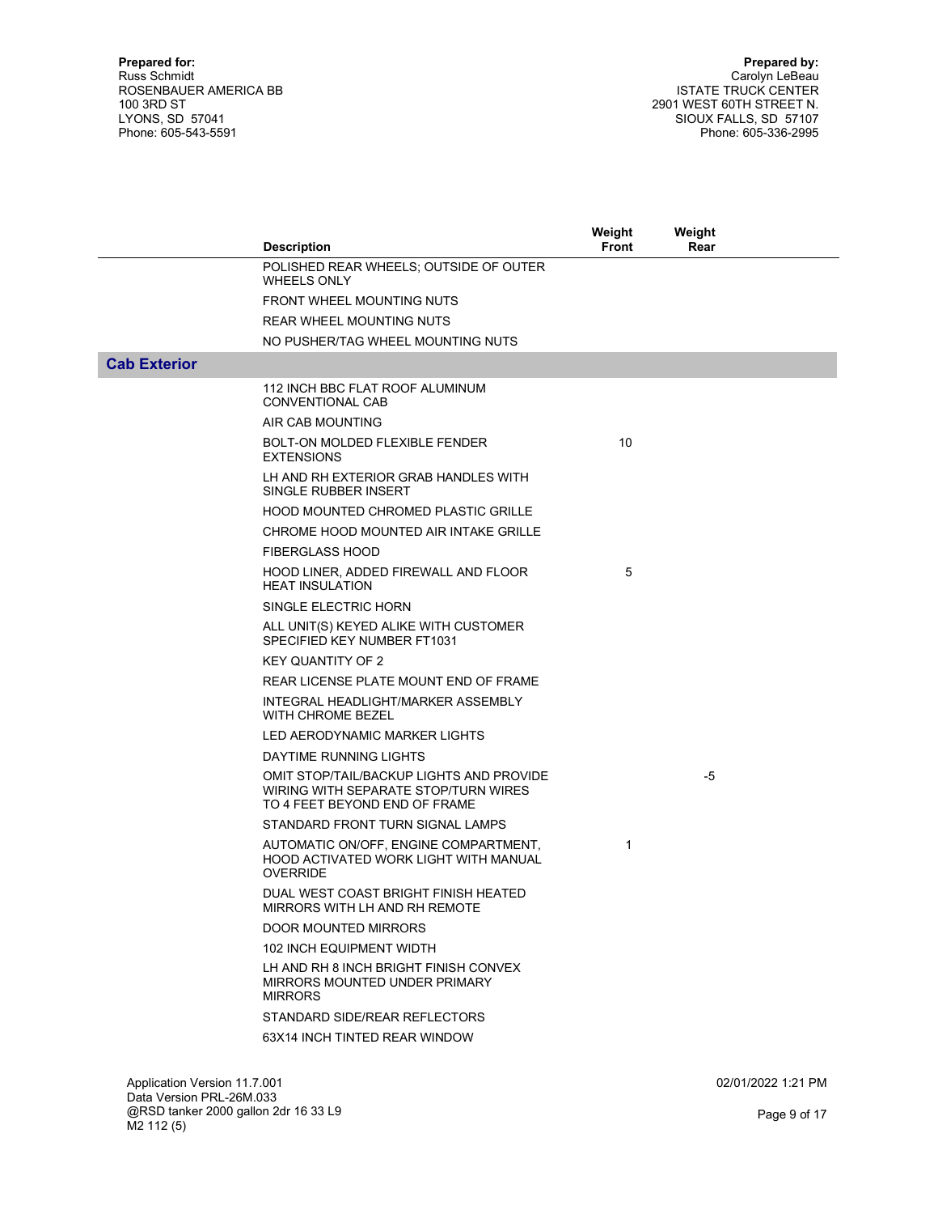**Prepared for:**
Russ Schmidt
ROSENBAUER AMERICA BB
100 3RD ST
LYONS, SD 57041
Phone: 605-543-5591

**Prepared by:**
Carolyn LeBeau
ISTATE TRUCK CENTER
2901 WEST 60TH STREET N.
SIOUX FALLS, SD 57107
Phone: 605-336-2995

| | Description | Weight Front | Weight Rear |
|---|---|---|---|
| | POLISHED REAR WHEELS; OUTSIDE OF OUTER WHEELS ONLY | | |
| | FRONT WHEEL MOUNTING NUTS | | |
| | REAR WHEEL MOUNTING NUTS | | |
| | NO PUSHER/TAG WHEEL MOUNTING NUTS | | |
| **Cab Exterior** | | | |
| | 112 INCH BBC FLAT ROOF ALUMINUM CONVENTIONAL CAB | | |
| | AIR CAB MOUNTING | | |
| | BOLT-ON MOLDED FLEXIBLE FENDER EXTENSIONS | 10 | |
| | LH AND RH EXTERIOR GRAB HANDLES WITH SINGLE RUBBER INSERT | | |
| | HOOD MOUNTED CHROMED PLASTIC GRILLE | | |
| | CHROME HOOD MOUNTED AIR INTAKE GRILLE | | |
| | FIBERGLASS HOOD | | |
| | HOOD LINER, ADDED FIREWALL AND FLOOR HEAT INSULATION | 5 | |
| | SINGLE ELECTRIC HORN | | |
| | ALL UNIT(S) KEYED ALIKE WITH CUSTOMER SPECIFIED KEY NUMBER FT1031 | | |
| | KEY QUANTITY OF 2 | | |
| | REAR LICENSE PLATE MOUNT END OF FRAME | | |
| | INTEGRAL HEADLIGHT/MARKER ASSEMBLY WITH CHROME BEZEL | | |
| | LED AERODYNAMIC MARKER LIGHTS | | |
| | DAYTIME RUNNING LIGHTS | | |
| | OMIT STOP/TAIL/BACKUP LIGHTS AND PROVIDE WIRING WITH SEPARATE STOP/TURN WIRES TO 4 FEET BEYOND END OF FRAME | | -5 |
| | STANDARD FRONT TURN SIGNAL LAMPS | | |
| | AUTOMATIC ON/OFF, ENGINE COMPARTMENT, HOOD ACTIVATED WORK LIGHT WITH MANUAL OVERRIDE | 1 | |
| | DUAL WEST COAST BRIGHT FINISH HEATED MIRRORS WITH LH AND RH REMOTE | | |
| | DOOR MOUNTED MIRRORS | | |
| | 102 INCH EQUIPMENT WIDTH | | |
| | LH AND RH 8 INCH BRIGHT FINISH CONVEX MIRRORS MOUNTED UNDER PRIMARY MIRRORS | | |
| | STANDARD SIDE/REAR REFLECTORS | | |
| | 63X14 INCH TINTED REAR WINDOW | | |

Application Version 11.7.001
Data Version PRL-26M.033
@RSD tanker 2000 gallon 2dr 16 33 L9 M2 112 (5)

02/01/2022 1:21 PM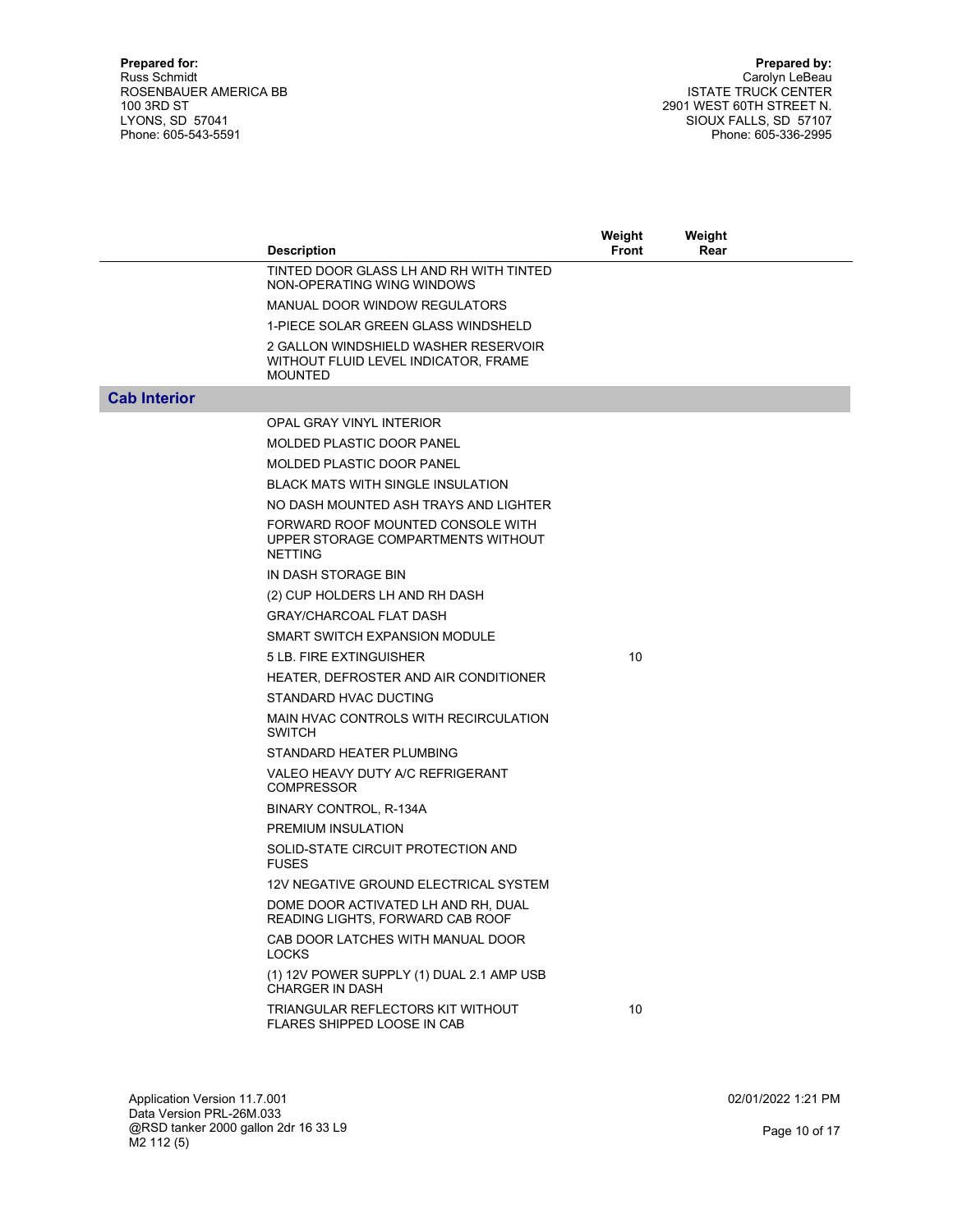**Prepared for:**
Russ Schmidt
ROSENBAUER AMERICA BB
100 3RD ST
LYONS, SD 57041
Phone: 605-543-5591

**Prepared by:**
Carolyn LeBeau
ISTATE TRUCK CENTER
2901 WEST 60TH STREET N.
SIOUX FALLS, SD 57107
Phone: 605-336-2995

| | Description | Weight Front | Weight Rear |
|---|---|---|---|
| | TINTED DOOR GLASS LH AND RH WITH TINTED NON-OPERATING WING WINDOWS | | |
| | MANUAL DOOR WINDOW REGULATORS | | |
| | 1-PIECE SOLAR GREEN GLASS WINDSHIELD | | |
| | 2 GALLON WINDSHIELD WASHER RESERVOIR WITHOUT FLUID LEVEL INDICATOR, FRAME MOUNTED | | |
| **Cab Interior** | | | |
| | OPAL GRAY VINYL INTERIOR | | |
| | MOLDED PLASTIC DOOR PANEL | | |
| | MOLDED PLASTIC DOOR PANEL | | |
| | BLACK MATS WITH SINGLE INSULATION | | |
| | NO DASH MOUNTED ASH TRAYS AND LIGHTER | | |
| | FORWARD ROOF MOUNTED CONSOLE WITH UPPER STORAGE COMPARTMENTS WITHOUT NETTING | | |
| | IN DASH STORAGE BIN | | |
| | (2) CUP HOLDERS LH AND RH DASH | | |
| | GRAY/CHARCOAL FLAT DASH | | |
| | SMART SWITCH EXPANSION MODULE | | |
| | 5 LB. FIRE EXTINGUISHER | 10 | |
| | HEATER, DEFROSTER AND AIR CONDITIONER | | |
| | STANDARD HVAC DUCTING | | |
| | MAIN HVAC CONTROLS WITH RECIRCULATION SWITCH | | |
| | STANDARD HEATER PLUMBING | | |
| | VALEO HEAVY DUTY A/C REFRIGERANT COMPRESSOR | | |
| | BINARY CONTROL, R-134A | | |
| | PREMIUM INSULATION | | |
| | SOLID-STATE CIRCUIT PROTECTION AND FUSES | | |
| | 12V NEGATIVE GROUND ELECTRICAL SYSTEM | | |
| | DOME DOOR ACTIVATED LH AND RH, DUAL READING LIGHTS, FORWARD CAB ROOF | | |
| | CAB DOOR LATCHES WITH MANUAL DOOR LOCKS | | |
| | (1) 12V POWER SUPPLY (1) DUAL 2.1 AMP USB CHARGER IN DASH | | |
| | TRIANGULAR REFLECTORS KIT WITHOUT FLARES SHIPPED LOOSE IN CAB | 10 | |

Application Version 11.7.001
Data Version PRL-26M.033
@RSD tanker 2000 gallon 2dr 16 33 L9
M2 112 (5)

02/01/2022 1:21 PM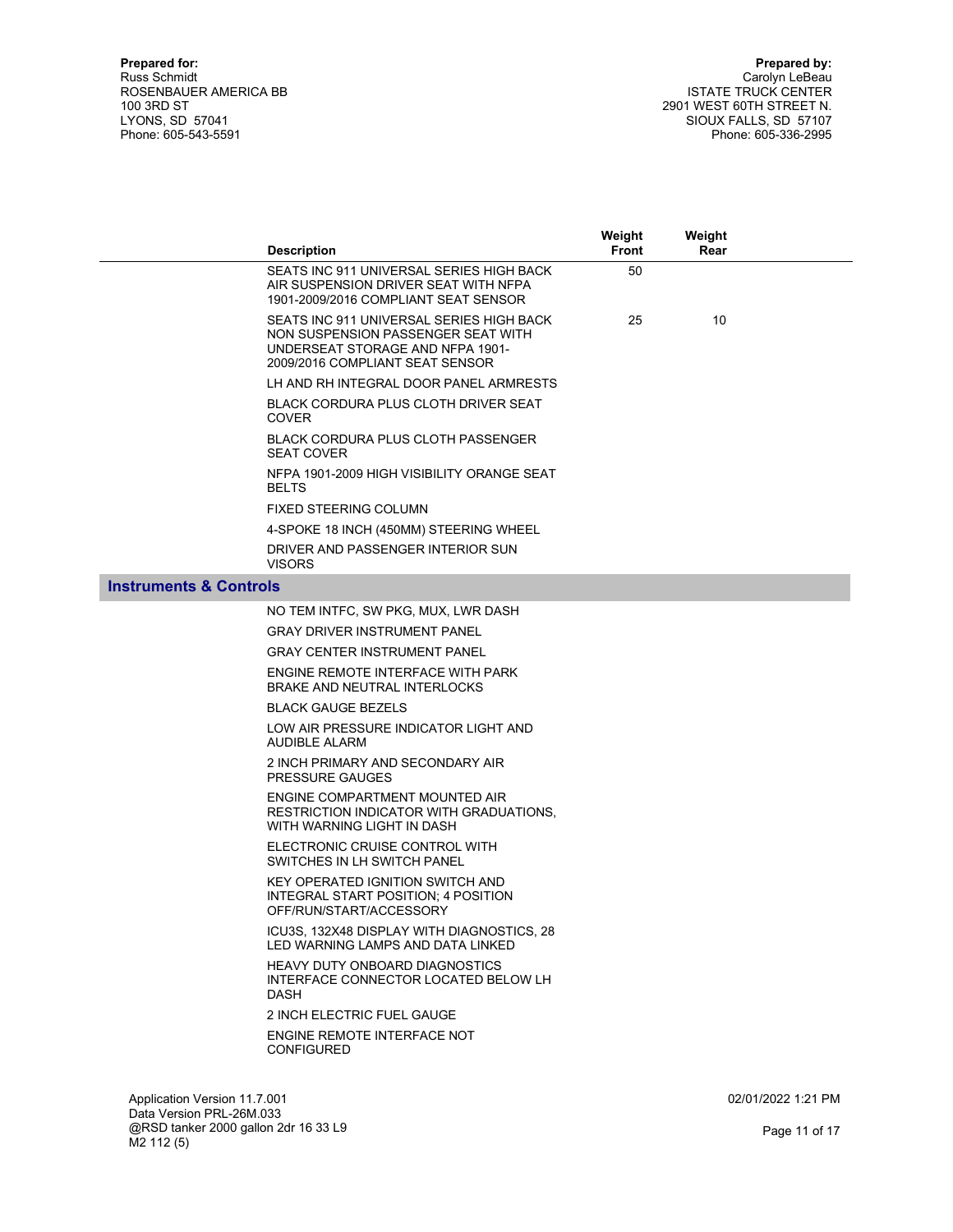**Prepared for:**
Russ Schmidt
ROSENBAUER AMERICA BB
100 3RD ST
LYONS, SD 57041
Phone: 605-543-5591

**Prepared by:**
Carolyn LeBeau
ISTATE TRUCK CENTER
2901 WEST 60TH STREET N.
SIOUX FALLS, SD 57107
Phone: 605-336-2995

| | Description | Weight Front | Weight Rear |
|---|---|---|---|
| | SEATS INC 911 UNIVERSAL SERIES HIGH BACK AIR SUSPENSION DRIVER SEAT WITH NFPA 1901-2009/2016 COMPLIANT SEAT SENSOR | 50 | |
| | SEATS INC 911 UNIVERSAL SERIES HIGH BACK NON SUSPENSION PASSENGER SEAT WITH UNDERSEAT STORAGE AND NFPA 1901-2009/2016 COMPLIANT SEAT SENSOR | 25 | 10 |
| | LH AND RH INTEGRAL DOOR PANEL ARMRESTS | | |
| | BLACK CORDURA PLUS CLOTH DRIVER SEAT COVER | | |
| | BLACK CORDURA PLUS CLOTH PASSENGER SEAT COVER | | |
| | NFPA 1901-2009 HIGH VISIBILITY ORANGE SEAT BELTS | | |
| | FIXED STEERING COLUMN | | |
| | 4-SPOKE 18 INCH (450MM) STEERING WHEEL | | |
| | DRIVER AND PASSENGER INTERIOR SUN VISORS | | |
| **Instruments & Controls** | | | |
| | NO TEM INTFC, SW PKG, MUX, LWR DASH | | |
| | GRAY DRIVER INSTRUMENT PANEL | | |
| | GRAY CENTER INSTRUMENT PANEL | | |
| | ENGINE REMOTE INTERFACE WITH PARK BRAKE AND NEUTRAL INTERLOCKS | | |
| | BLACK GAUGE BEZELS | | |
| | LOW AIR PRESSURE INDICATOR LIGHT AND AUDIBLE ALARM | | |
| | 2 INCH PRIMARY AND SECONDARY AIR PRESSURE GAUGES | | |
| | ENGINE COMPARTMENT MOUNTED AIR RESTRICTION INDICATOR WITH GRADUATIONS, WITH WARNING LIGHT IN DASH | | |
| | ELECTRONIC CRUISE CONTROL WITH SWITCHES IN LH SWITCH PANEL | | |
| | KEY OPERATED IGNITION SWITCH AND INTEGRAL START POSITION; 4 POSITION OFF/RUN/START/ACCESSORY | | |
| | ICU3S, 132X48 DISPLAY WITH DIAGNOSTICS, 28 LED WARNING LAMPS AND DATA LINKED | | |
| | HEAVY DUTY ONBOARD DIAGNOSTICS INTERFACE CONNECTOR LOCATED BELOW LH DASH | | |
| | 2 INCH ELECTRIC FUEL GAUGE | | |
| | ENGINE REMOTE INTERFACE NOT CONFIGURED | | |

Application Version 11.7.001
Data Version PRL-26M.033
@RSD tanker 2000 gallon 2dr 16 33 L9 M2 112 (5)

02/01/2022 1:21 PM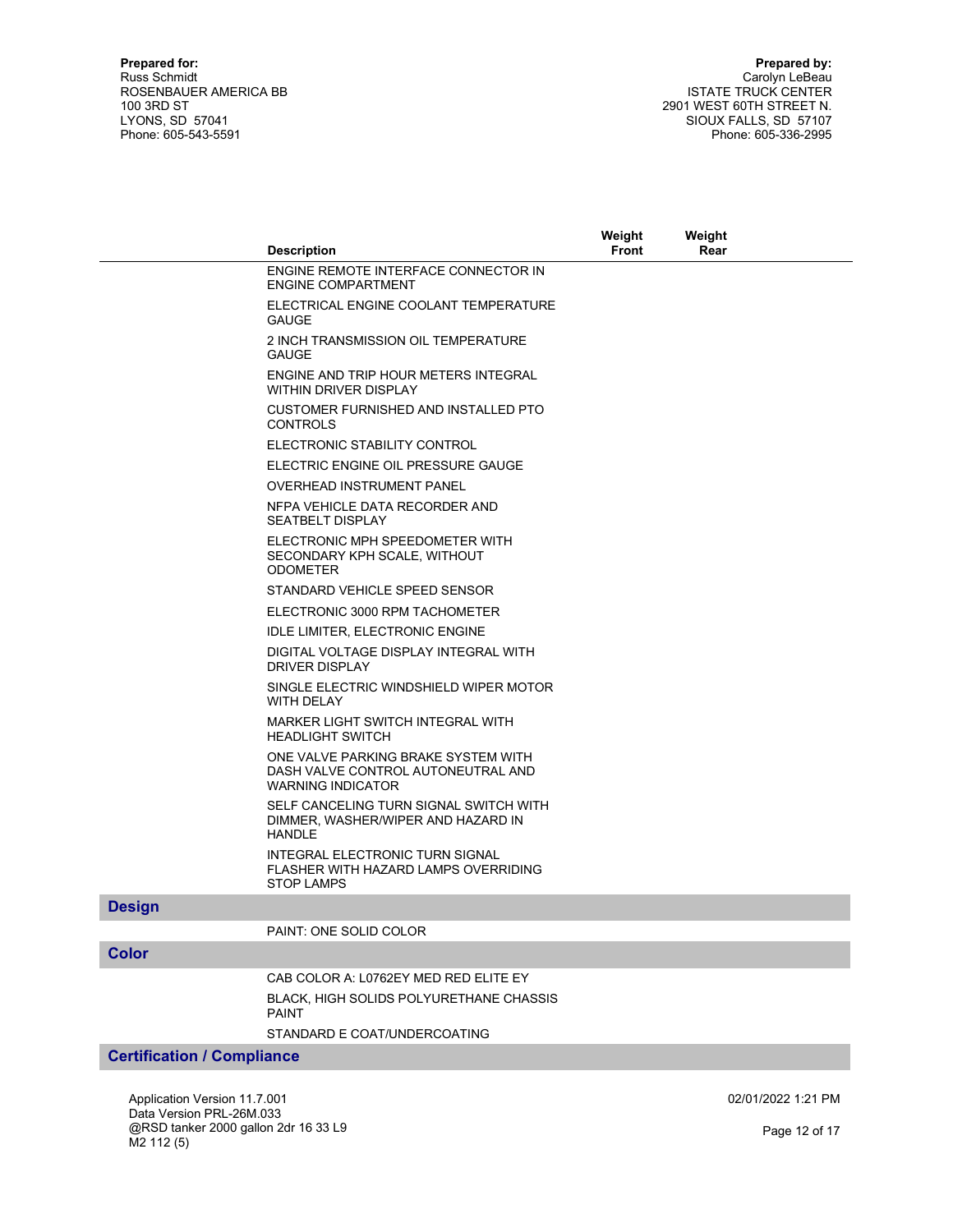**Prepared for:**
Russ Schmidt
ROSENBAUER AMERICA BB
100 3RD ST
LYONS, SD 57041
Phone: 605-543-5591

**Prepared by:**
Carolyn LeBeau
ISTATE TRUCK CENTER
2901 WEST 60TH STREET N.
SIOUX FALLS, SD 57107
Phone: 605-336-2995

| | Description | Weight Front | Weight Rear |
|---|---|---|---|
| | ENGINE REMOTE INTERFACE CONNECTOR IN ENGINE COMPARTMENT | | |
| | ELECTRICAL ENGINE COOLANT TEMPERATURE GAUGE | | |
| | 2 INCH TRANSMISSION OIL TEMPERATURE GAUGE | | |
| | ENGINE AND TRIP HOUR METERS INTEGRAL WITHIN DRIVER DISPLAY | | |
| | CUSTOMER FURNISHED AND INSTALLED PTO CONTROLS | | |
| | ELECTRONIC STABILITY CONTROL | | |
| | ELECTRIC ENGINE OIL PRESSURE GAUGE | | |
| | OVERHEAD INSTRUMENT PANEL | | |
| | NFPA VEHICLE DATA RECORDER AND SEATBELT DISPLAY | | |
| | ELECTRONIC MPH SPEEDOMETER WITH SECONDARY KPH SCALE, WITHOUT ODOMETER | | |
| | STANDARD VEHICLE SPEED SENSOR | | |
| | ELECTRONIC 3000 RPM TACHOMETER | | |
| | IDLE LIMITER, ELECTRONIC ENGINE | | |
| | DIGITAL VOLTAGE DISPLAY INTEGRAL WITH DRIVER DISPLAY | | |
| | SINGLE ELECTRIC WINDSHIELD WIPER MOTOR WITH DELAY | | |
| | MARKER LIGHT SWITCH INTEGRAL WITH HEADLIGHT SWITCH | | |
| | ONE VALVE PARKING BRAKE SYSTEM WITH DASH VALVE CONTROL AUTONEUTRAL AND WARNING INDICATOR | | |
| | SELF CANCELING TURN SIGNAL SWITCH WITH DIMMER, WASHER/WIPER AND HAZARD IN HANDLE | | |
| | INTEGRAL ELECTRONIC TURN SIGNAL FLASHER WITH HAZARD LAMPS OVERRIDING STOP LAMPS | | |
| **Design** | | | |
| | PAINT: ONE SOLID COLOR | | |
| **Color** | | | |
| | CAB COLOR A: L0762EY MED RED ELITE EY | | |
| | BLACK, HIGH SOLIDS POLYURETHANE CHASSIS PAINT | | |
| | STANDARD E COAT/UNDERCOATING | | |
| **Certification / Compliance** | | | |

Application Version 11.7.001
Data Version PRL-26M.033
@RSD tanker 2000 gallon 2dr 16 33 L9 M2 112 (5)

02/01/2022 1:21 PM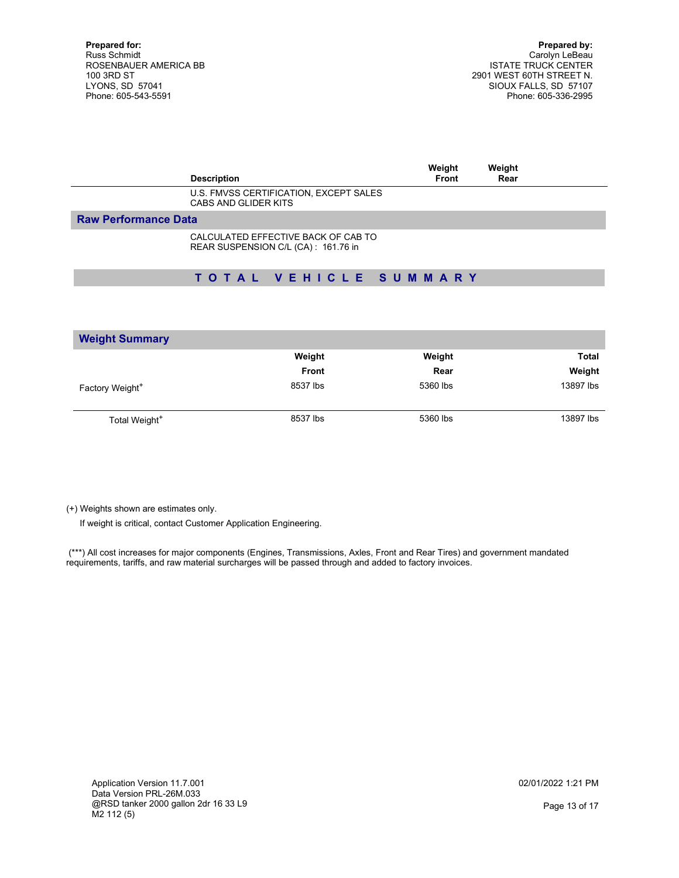**Prepared for:**
Russ Schmidt
ROSENBAUER AMERICA BB
100 3RD ST
LYONS, SD 57041
Phone: 605-543-5591

**Prepared by:**
Carolyn LeBeau
ISTATE TRUCK CENTER
2901 WEST 60TH STREET N.
SIOUX FALLS, SD 57107
Phone: 605-336-2995

| Description | Weight Front | Weight Rear |
|---|---|---|
| U.S. FMVSS CERTIFICATION, EXCEPT SALES CABS AND GLIDER KITS | | |

## Raw Performance Data

CALCULATED EFFECTIVE BACK OF CAB TO REAR SUSPENSION C/L (CA) : 161.76 in

## T O T A L   V E H I C L E   S U M M A R Y

### Weight Summary

| | Weight Front | Weight Rear | Total Weight |
|---|---|---|---|
| Factory Weight+ | 8537 lbs | 5360 lbs | 13897 lbs |
| Total Weight+ | 8537 lbs | 5360 lbs | 13897 lbs |

(+) Weights shown are estimates only.

If weight is critical, contact Customer Application Engineering.

(***) All cost increases for major components (Engines, Transmissions, Axles, Front and Rear Tires) and government mandated requirements, tariffs, and raw material surcharges will be passed through and added to factory invoices.

Application Version 11.7.001
Data Version PRL-26M.033
@RSD tanker 2000 gallon 2dr 16 33 L9
M2 112 (5)

02/01/2022 1:21 PM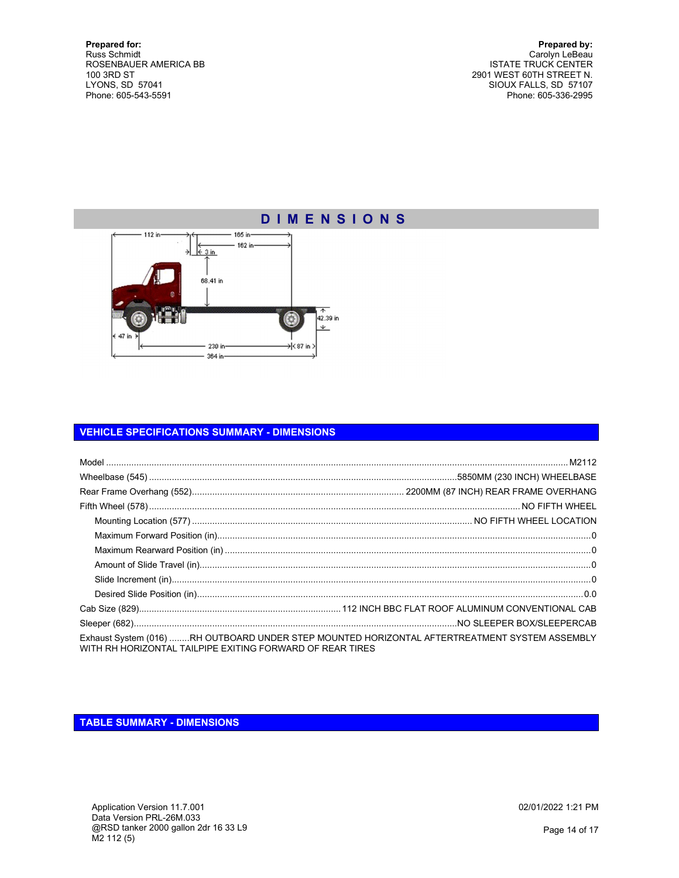**Prepared for:**
Russ Schmidt
ROSENBAUER AMERICA BB
100 3RD ST
LYONS, SD 57041
Phone: 605-543-5591

**Prepared by:**
Carolyn LeBeau
ISTATE TRUCK CENTER
2901 WEST 60TH STREET N.
SIOUX FALLS, SD 57107
Phone: 605-336-2995

# DIMENSIONS

112 in — 165 in — 162 in — 3 in — 68.41 in — 42.39 in — 47 in — 230 in — 87 in — 364 in

## VEHICLE SPECIFICATIONS SUMMARY - DIMENSIONS

| | |
|---|---|
| Model | M2112 |
| Wheelbase (545) | 5850MM (230 INCH) WHEELBASE |
| Rear Frame Overhang (552) | 2200MM (87 INCH) REAR FRAME OVERHANG |
| Fifth Wheel (578) | NO FIFTH WHEEL |
| Mounting Location (577) | NO FIFTH WHEEL LOCATION |
| Maximum Forward Position (in) | 0 |
| Maximum Rearward Position (in) | 0 |
| Amount of Slide Travel (in) | 0 |
| Slide Increment (in) | 0 |
| Desired Slide Position (in) | 0.0 |
| Cab Size (829) | 112 INCH BBC FLAT ROOF ALUMINUM CONVENTIONAL CAB |
| Sleeper (682) | NO SLEEPER BOX/SLEEPERCAB |
| Exhaust System (016) | RH OUTBOARD UNDER STEP MOUNTED HORIZONTAL AFTERTREATMENT SYSTEM ASSEMBLY WITH RH HORIZONTAL TAILPIPE EXITING FORWARD OF REAR TIRES |

## TABLE SUMMARY - DIMENSIONS

Application Version 11.7.001
Data Version PRL-26M.033
@RSD tanker 2000 gallon 2dr 16 33 L9
M2 112 (5)

02/01/2022 1:21 PM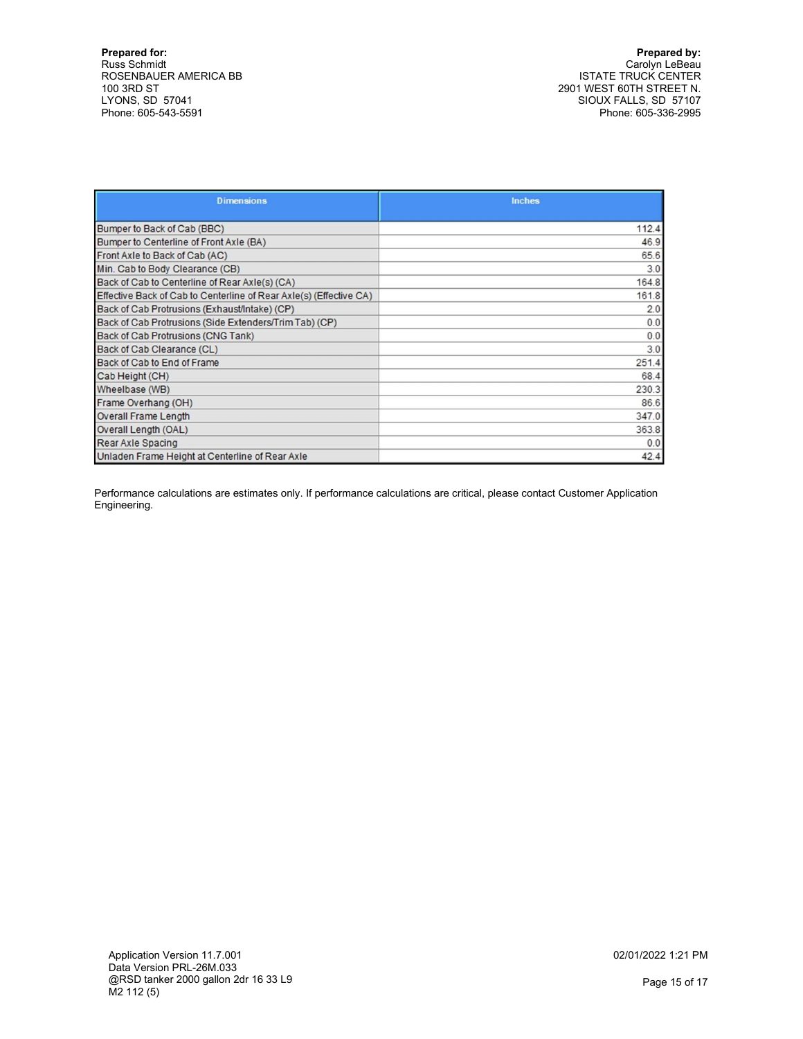**Prepared for:**
Russ Schmidt
ROSENBAUER AMERICA BB
100 3RD ST
LYONS, SD 57041
Phone: 605-543-5591

**Prepared by:**
Carolyn LeBeau
ISTATE TRUCK CENTER
2901 WEST 60TH STREET N.
SIOUX FALLS, SD 57107
Phone: 605-336-2995

| Dimensions | Inches |
|---|---|
| Bumper to Back of Cab (BBC) | 112.4 |
| Bumper to Centerline of Front Axle (BA) | 46.9 |
| Front Axle to Back of Cab (AC) | 65.6 |
| Min. Cab to Body Clearance (CB) | 3.0 |
| Back of Cab to Centerline of Rear Axle(s) (CA) | 164.8 |
| Effective Back of Cab to Centerline of Rear Axle(s) (Effective CA) | 161.8 |
| Back of Cab Protrusions (Exhaust/Intake) (CP) | 2.0 |
| Back of Cab Protrusions (Side Extenders/Trim Tab) (CP) | 0.0 |
| Back of Cab Protrusions (CNG Tank) | 0.0 |
| Back of Cab Clearance (CL) | 3.0 |
| Back of Cab to End of Frame | 251.4 |
| Cab Height (CH) | 68.4 |
| Wheelbase (WB) | 230.3 |
| Frame Overhang (OH) | 86.6 |
| Overall Frame Length | 347.0 |
| Overall Length (OAL) | 363.8 |
| Rear Axle Spacing | 0.0 |
| Unladen Frame Height at Centerline of Rear Axle | 42.4 |

Performance calculations are estimates only. If performance calculations are critical, please contact Customer Application Engineering.

Application Version 11.7.001
Data Version PRL-26M.033
@RSD tanker 2000 gallon 2dr 16 33 L9
M2 112 (5)

02/01/2022 1:21 PM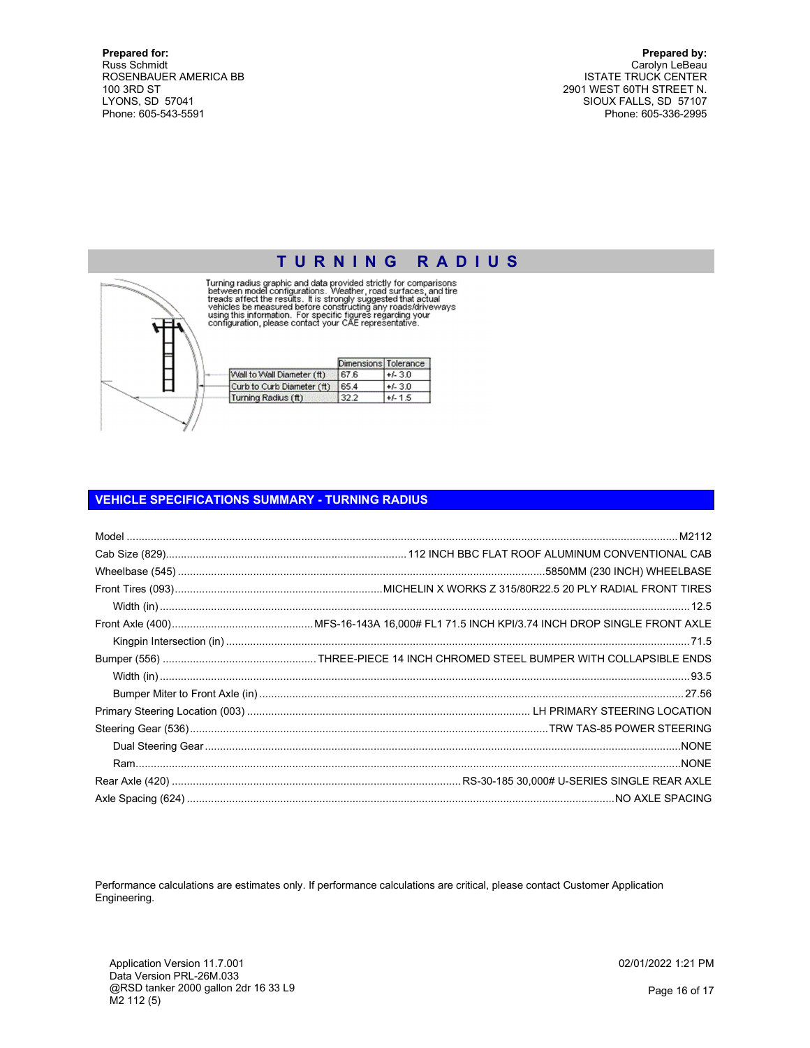**Prepared for:**
Russ Schmidt
ROSENBAUER AMERICA BB
100 3RD ST
LYONS, SD 57041
Phone: 605-543-5591

**Prepared by:**
Carolyn LeBeau
ISTATE TRUCK CENTER
2901 WEST 60TH STREET N.
SIOUX FALLS, SD 57107
Phone: 605-336-2995

## TURNING RADIUS

Turning radius graphic and data provided strictly for comparisons between model configurations. Weather, road surfaces, and tire treads affect the results. It is strongly suggested that actual vehicles be measured before constructing any roads/driveways using this information. For specific figures regarding your configuration, please contact your CAE representative.

| | Dimensions | Tolerance |
|---|---|---|
| Wall to Wall Diameter (ft) | 67.6 | +/- 3.0 |
| Curb to Curb Diameter (ft) | 65.4 | +/- 3.0 |
| Turning Radius (ft) | 32.2 | +/- 1.5 |

## VEHICLE SPECIFICATIONS SUMMARY - TURNING RADIUS

| Item | Value |
|---|---|
| Model | M2112 |
| Cab Size (829) | 112 INCH BBC FLAT ROOF ALUMINUM CONVENTIONAL CAB |
| Wheelbase (545) | 5850MM (230 INCH) WHEELBASE |
| Front Tires (093) | MICHELIN X WORKS Z 315/80R22.5 20 PLY RADIAL FRONT TIRES |
| Width (in) | 12.5 |
| Front Axle (400) | MFS-16-143A 16,000# FL1 71.5 INCH KPI/3.74 INCH DROP SINGLE FRONT AXLE |
| Kingpin Intersection (in) | 71.5 |
| Bumper (556) | THREE-PIECE 14 INCH CHROMED STEEL BUMPER WITH COLLAPSIBLE ENDS |
| Width (in) | 93.5 |
| Bumper Miter to Front Axle (in) | 27.56 |
| Primary Steering Location (003) | LH PRIMARY STEERING LOCATION |
| Steering Gear (536) | TRW TAS-85 POWER STEERING |
| Dual Steering Gear | NONE |
| Ram | NONE |
| Rear Axle (420) | RS-30-185 30,000# U-SERIES SINGLE REAR AXLE |
| Axle Spacing (624) | NO AXLE SPACING |

Performance calculations are estimates only. If performance calculations are critical, please contact Customer Application Engineering.

Application Version 11.7.001
Data Version PRL-26M.033
@RSD tanker 2000 gallon 2dr 16 33 L9
M2 112 (5)

02/01/2022 1:21 PM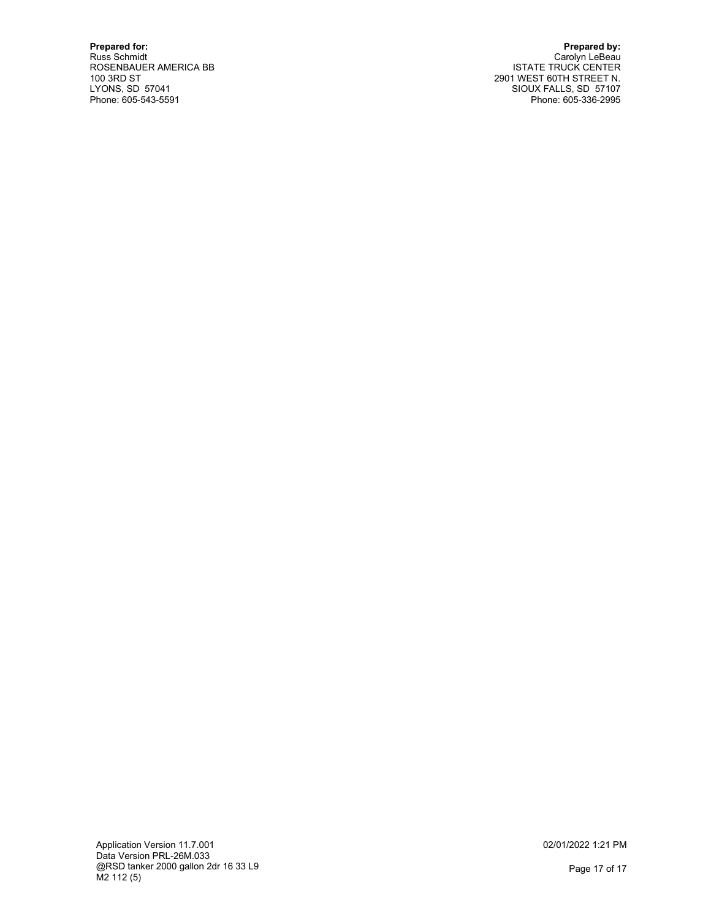**Prepared for:**
Russ Schmidt
ROSENBAUER AMERICA BB
100 3RD ST
LYONS, SD 57041
Phone: 605-543-5591

**Prepared by:**
Carolyn LeBeau
ISTATE TRUCK CENTER
2901 WEST 60TH STREET N.
SIOUX FALLS, SD 57107
Phone: 605-336-2995